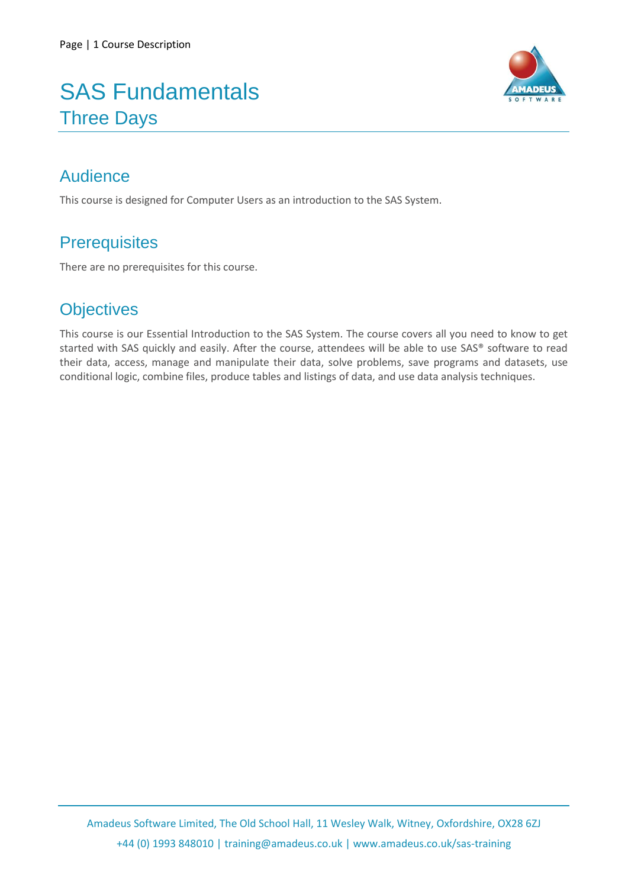# SAS Fundamentals

## Three Days

## Audience

This course is designed for Computer Users as an introduction to the SAS System.

## Prerequisites

There are no prerequisites for this course.

## Objectives

This course is our Essential Introduction to the SAS System. The course covers all you need to know to get started with SAS quickly and easily. After the course, attendees will be able to use SAS® software to read their data, access, manage and manipulate their data, solve problems, save programs and datasets, use conditional logic, combine files, produce tables and listings of data, and use data analysis techniques.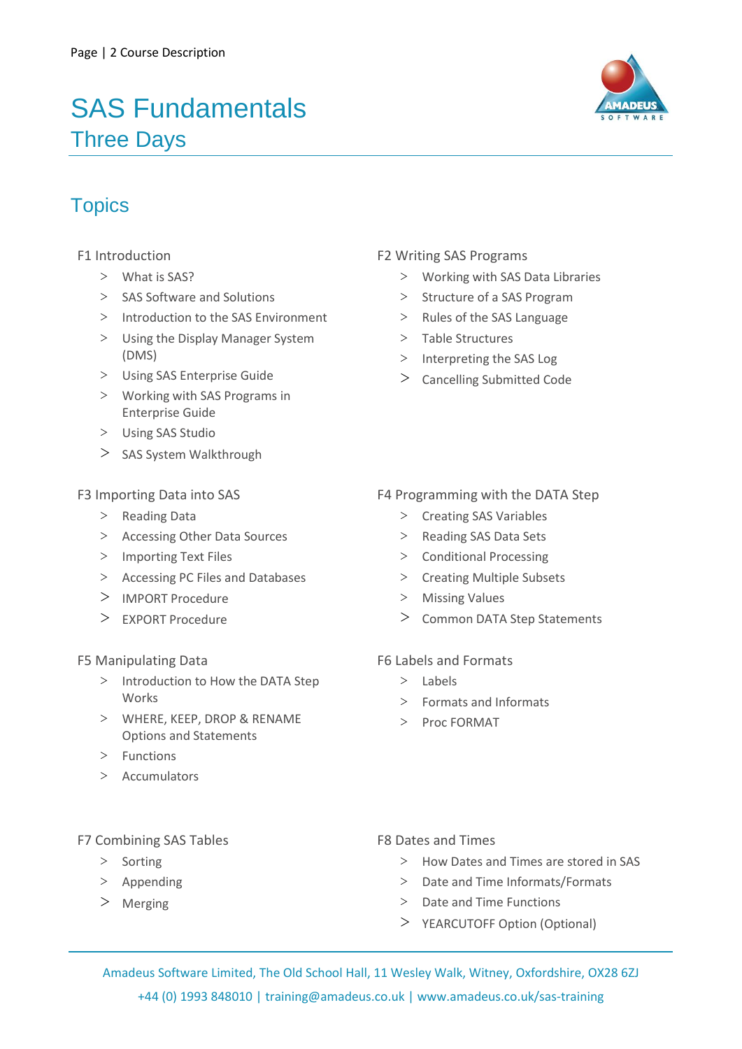# SAS Fundamentals

## Three Days

## Topics

### F1 Introduction

- What is SAS?
- SAS Software and Solutions
- Introduction to the SAS Environment
- Using the Display Manager System (DMS)
- Using SAS Enterprise Guide
- Working with SAS Programs in Enterprise Guide
- Using SAS Studio
- SAS System Walkthrough

### F2 Writing SAS Programs

- Working with SAS Data Libraries
- Structure of a SAS Program
- Rules of the SAS Language
- Table Structures
- Interpreting the SAS Log
- Cancelling Submitted Code

### F3 Importing Data into SAS

- Reading Data
- Accessing Other Data Sources
- Importing Text Files
- Accessing PC Files and Databases
- IMPORT Procedure
- EXPORT Procedure

### F4 Programming with the DATA Step

- Creating SAS Variables
- Reading SAS Data Sets
- Conditional Processing
- Creating Multiple Subsets
- Missing Values
- Common DATA Step Statements

### F5 Manipulating Data

- Introduction to How the DATA Step Works
- WHERE, KEEP, DROP & RENAME Options and Statements
- Functions
- Accumulators

### F6 Labels and Formats

- Labels
- Formats and Informats
- Proc FORMAT

### F7 Combining SAS Tables

- Sorting
- Appending
- Merging

### F8 Dates and Times

- How Dates and Times are stored in SAS
- Date and Time Informats/Formats
- Date and Time Functions
- YEARCUTOFF Option (Optional)

Amadeus Software Limited, The Old School Hall, 11 Wesley Walk, Witney, Oxfordshire, OX28 6ZJ
+44 (0) 1993 848010 | training@amadeus.co.uk | www.amadeus.co.uk/sas-training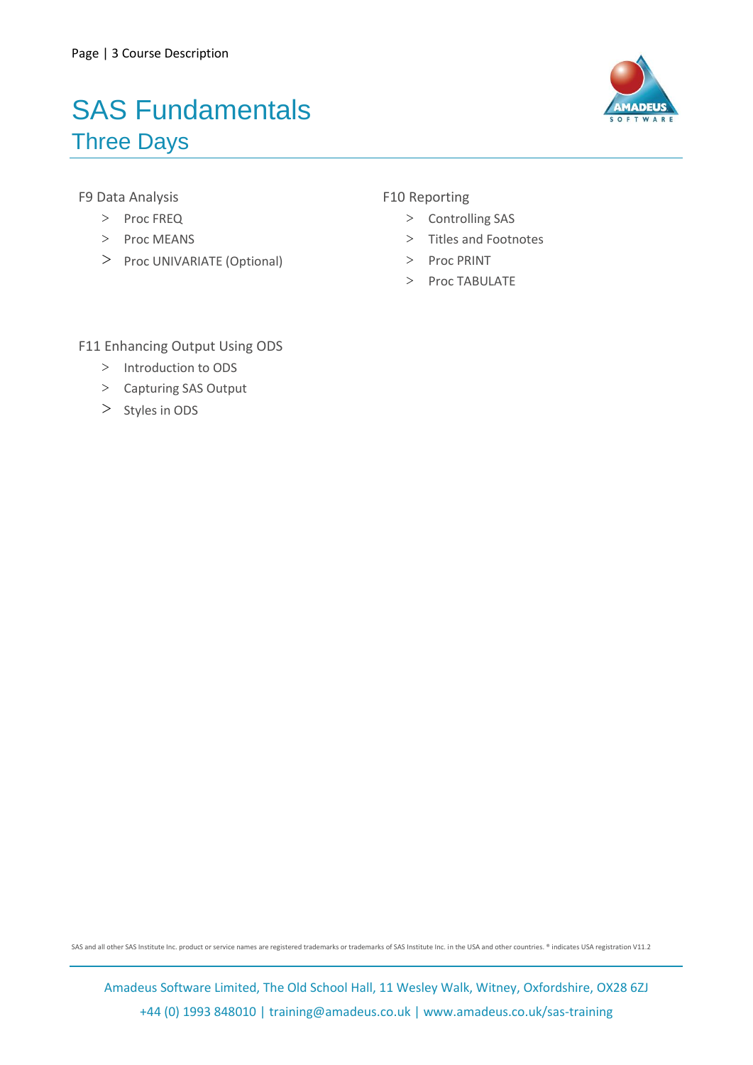# SAS Fundamentals

## Three Days

F9 Data Analysis

- Proc FREQ
- Proc MEANS
- Proc UNIVARIATE (Optional)

F10 Reporting

- Controlling SAS
- Titles and Footnotes
- Proc PRINT
- Proc TABULATE

F11 Enhancing Output Using ODS

- Introduction to ODS
- Capturing SAS Output
- Styles in ODS

SAS and all other SAS Institute Inc. product or service names are registered trademarks or trademarks of SAS Institute Inc. in the USA and other countries. ® indicates USA registration V11.2

Amadeus Software Limited, The Old School Hall, 11 Wesley Walk, Witney, Oxfordshire, OX28 6ZJ
+44 (0) 1993 848010 | training@amadeus.co.uk | www.amadeus.co.uk/sas-training